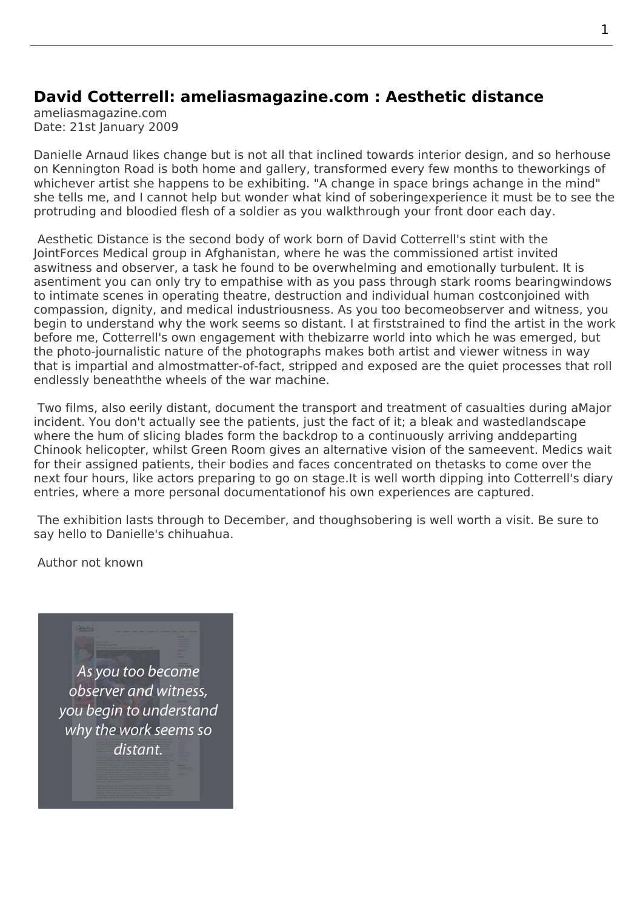## David Cotterrell: ameliasmagazine.com : Aesthetic distance

ameliasmagazine.com
Date: 21st January 2009

Danielle Arnaud likes change but is not all that inclined towards interior design, and so herhouse on Kennington Road is both home and gallery, transformed every few months to theworkings of whichever artist she happens to be exhibiting. "A change in space brings achange in the mind" she tells me, and I cannot help but wonder what kind of soberingexperience it must be to see the protruding and bloodied flesh of a soldier as you walkthrough your front door each day.

Aesthetic Distance is the second body of work born of David Cotterrell's stint with the JointForces Medical group in Afghanistan, where he was the commissioned artist invited aswitness and observer, a task he found to be overwhelming and emotionally turbulent. It is asentiment you can only try to empathise with as you pass through stark rooms bearingwindows to intimate scenes in operating theatre, destruction and individual human costconjoined with compassion, dignity, and medical industriousness. As you too becomeobserver and witness, you begin to understand why the work seems so distant. I at firststrained to find the artist in the work before me, Cotterrell's own engagement with thebizarre world into which he was emerged, but the photo-journalistic nature of the photographs makes both artist and viewer witness in way that is impartial and almostmatter-of-fact, stripped and exposed are the quiet processes that roll endlessly beneaththe wheels of the war machine.

Two films, also eerily distant, document the transport and treatment of casualties during aMajor incident. You don't actually see the patients, just the fact of it; a bleak and wastedlandscape where the hum of slicing blades form the backdrop to a continuously arriving anddeparting Chinook helicopter, whilst Green Room gives an alternative vision of the sameevent. Medics wait for their assigned patients, their bodies and faces concentrated on thetasks to come over the next four hours, like actors preparing to go on stage.It is well worth dipping into Cotterrell's diary entries, where a more personal documentationof his own experiences are captured.

The exhibition lasts through to December, and thoughsobering is well worth a visit. Be sure to say hello to Danielle's chihuahua.

Author not known

As you too become observer and witness, you begin to understand why the work seems so distant.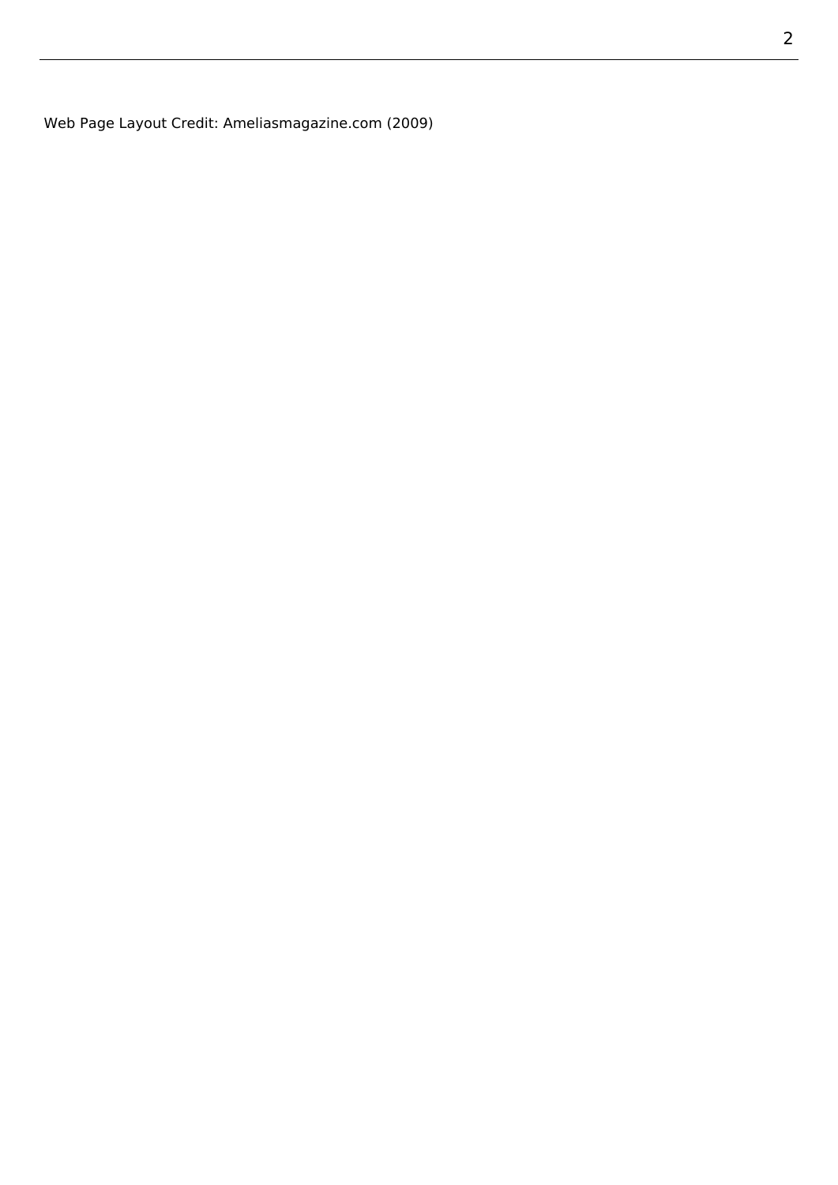Web Page Layout Credit: Ameliasmagazine.com (2009)